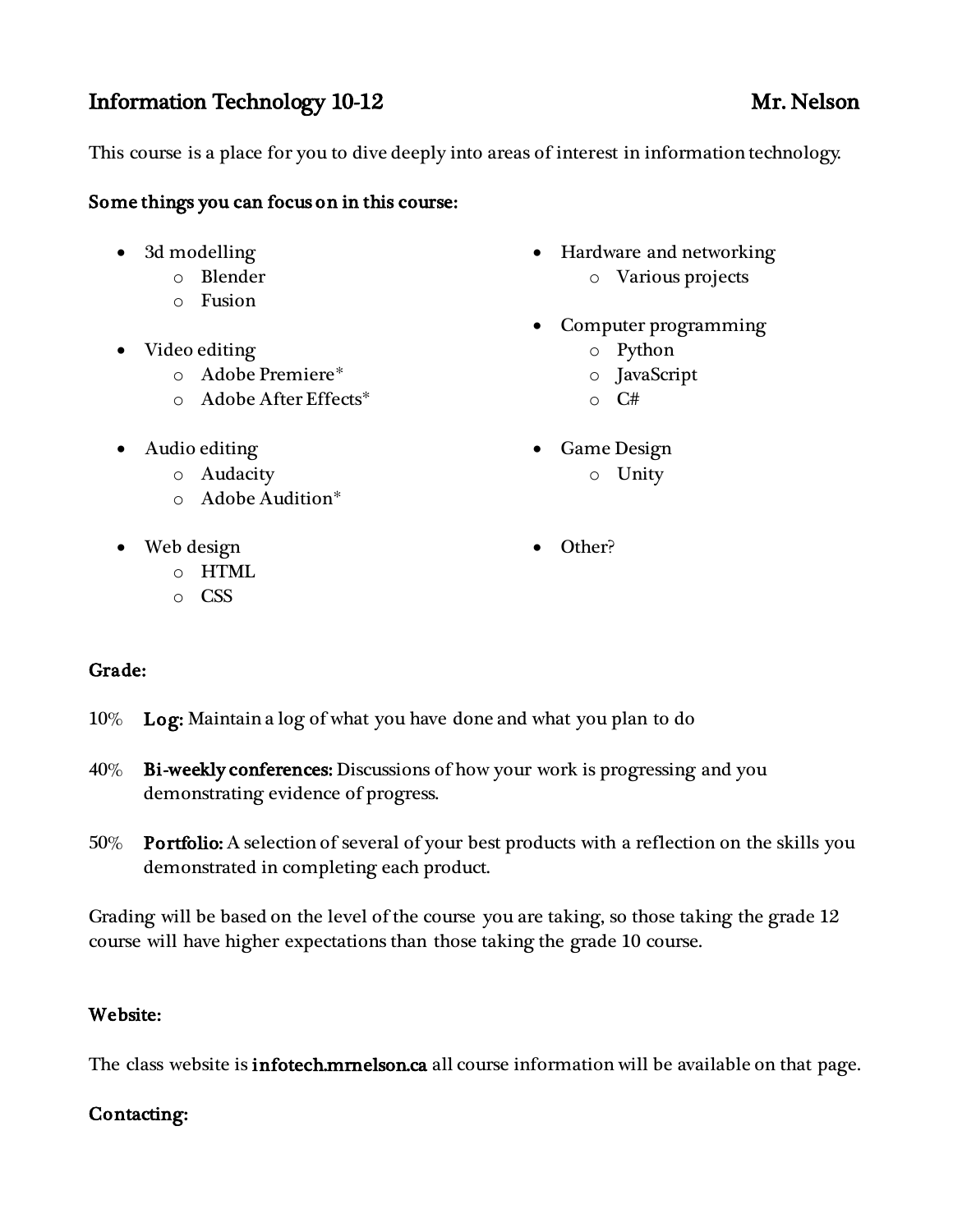# Information Technology 10-12 — Mr. Nelson

This course is a place for you to dive deeply into areas of interest in information technology.

**Some things you can focus on in this course:**

- 3d modelling
  - Blender
  - Fusion
- Video editing
  - Adobe Premiere*
  - Adobe After Effects*
- Audio editing
  - Audacity
  - Adobe Audition*
- Web design
  - HTML
  - CSS
- Hardware and networking
  - Various projects
- Computer programming
  - Python
  - JavaScript
  - C#
- Game Design
  - Unity
- Other?

**Grade:**

10% **Log:** Maintain a log of what you have done and what you plan to do

40% **Bi-weekly conferences:** Discussions of how your work is progressing and you demonstrating evidence of progress.

50% **Portfolio:** A selection of several of your best products with a reflection on the skills you demonstrated in completing each product.

Grading will be based on the level of the course you are taking, so those taking the grade 12 course will have higher expectations than those taking the grade 10 course.

**Website:**

The class website is **infotech.mrnelson.ca** all course information will be available on that page.

**Contacting:**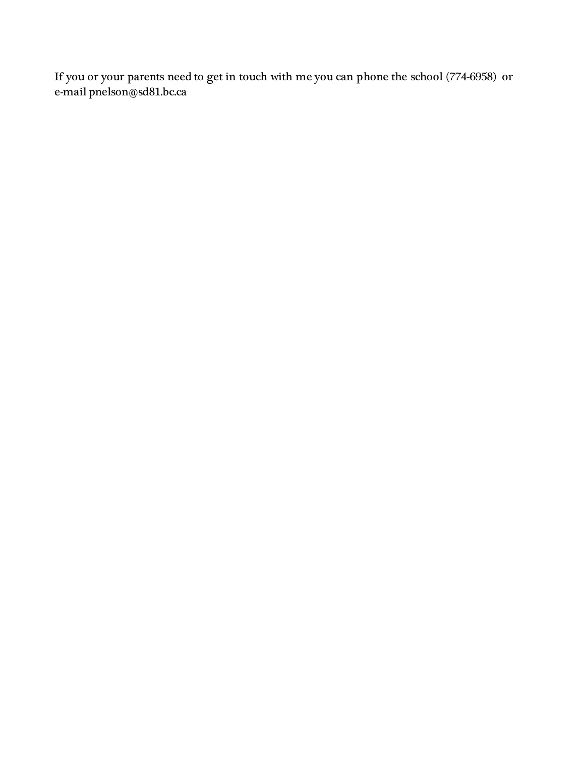If you or your parents need to get in touch with me you can phone the school (774-6958) or e-mail pnelson@sd81.bc.ca